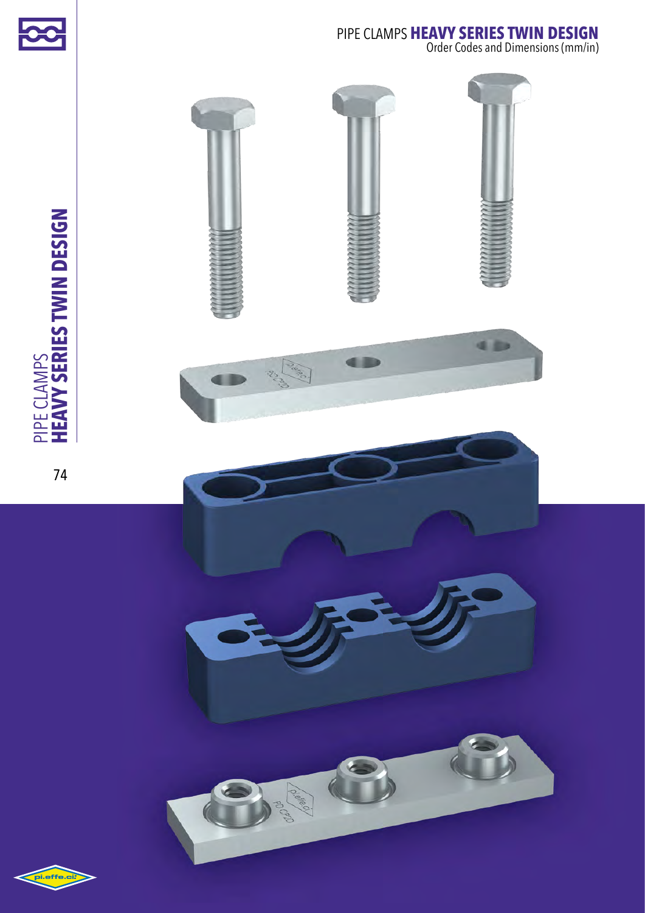# PIPE CLAMPS **HEAVY SERIES TWIN DESIGN**

Order Codes and Dimensions (mm/in)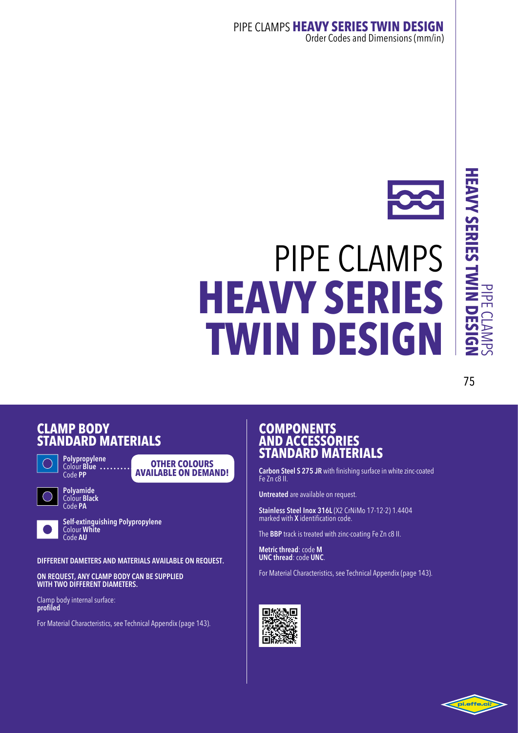# PIPE CLAMPS
# HEAVY SERIES TWIN DESIGN

## CLAMP BODY STANDARD MATERIALS

**Polypropylene**
Colour **Blue**
Code **PP**

**OTHER COLOURS AVAILABLE ON DEMAND!**

**Polyamide**
Colour **Black**
Code **PA**

**Self-extinguishing Polypropylene**
Colour **White**
Code **AU**

**DIFFERENT DAMETERS AND MATERIALS AVAILABLE ON REQUEST.**

**ON REQUEST, ANY CLAMP BODY CAN BE SUPPLIED WITH TWO DIFFERENT DIAMETERS.**

Clamp body internal surface:
**profiled**

For Material Characteristics, see Technical Appendix (page 143).

## COMPONENTS AND ACCESSORIES STANDARD MATERIALS

**Carbon Steel S 275 JR** with finishing surface in white zinc-coated Fe Zn c8 II.

**Untreated** are available on request.

**Stainless Steel Inox 316L** (X2 CrNiMo 17-12-2) 1.4404 marked with **X** identification code.

The **BBP** track is treated with zinc-coating Fe Zn c8 II.

**Metric thread**: code **M**
**UNC thread**: code **UNC**.

For Material Characteristics, see Technical Appendix (page 143).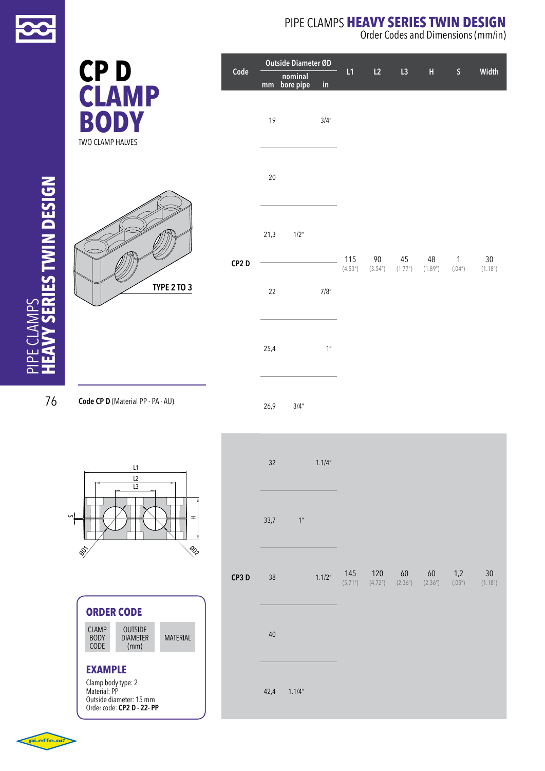# PIPE CLAMPS **HEAVY SERIES TWIN DESIGN**

Order Codes and Dimensions (mm/in)

# CP D CLAMP BODY

TWO CLAMP HALVES

TYPE 2 TO 3

**Code CP D** (Material PP - PA - AU)

| Code | Outside Diameter ØD mm | nominal bore pipe | in | L1 | L2 | L3 | H | S | Width |
|---|---|---|---|---|---|---|---|---|---|
| CP2 D | 19 | | 3/4" | 115 (4.53") | 90 (3.54") | 45 (1.77") | 48 (1.89") | 1 (.04") | 30 (1.18") |
| | 20 | | | | | | | | |
| | 21,3 | 1/2" | | | | | | | |
| | 22 | | 7/8" | | | | | | |
| | 25,4 | | 1" | | | | | | |
| | 26,9 | 3/4" | | | | | | | |
| CP3 D | 32 | | 1.1/4" | 145 (5.71") | 120 (4.72") | 60 (2.36") | 60 (2.36") | 1,2 (.05") | 30 (1.18") |
| | 33,7 | 1" | | | | | | | |
| | 38 | | 1.1/2" | | | | | | |
| | 40 | | | | | | | | |
| | 42,4 | 1.1/4" | | | | | | | |

## ORDER CODE

| CLAMP BODY CODE | OUTSIDE DIAMETER (mm) | MATERIAL |
|---|---|---|

## EXAMPLE

Clamp body type: 2
Material: PP
Outside diameter: 15 mm
Order code: **CP2 D - 22- PP**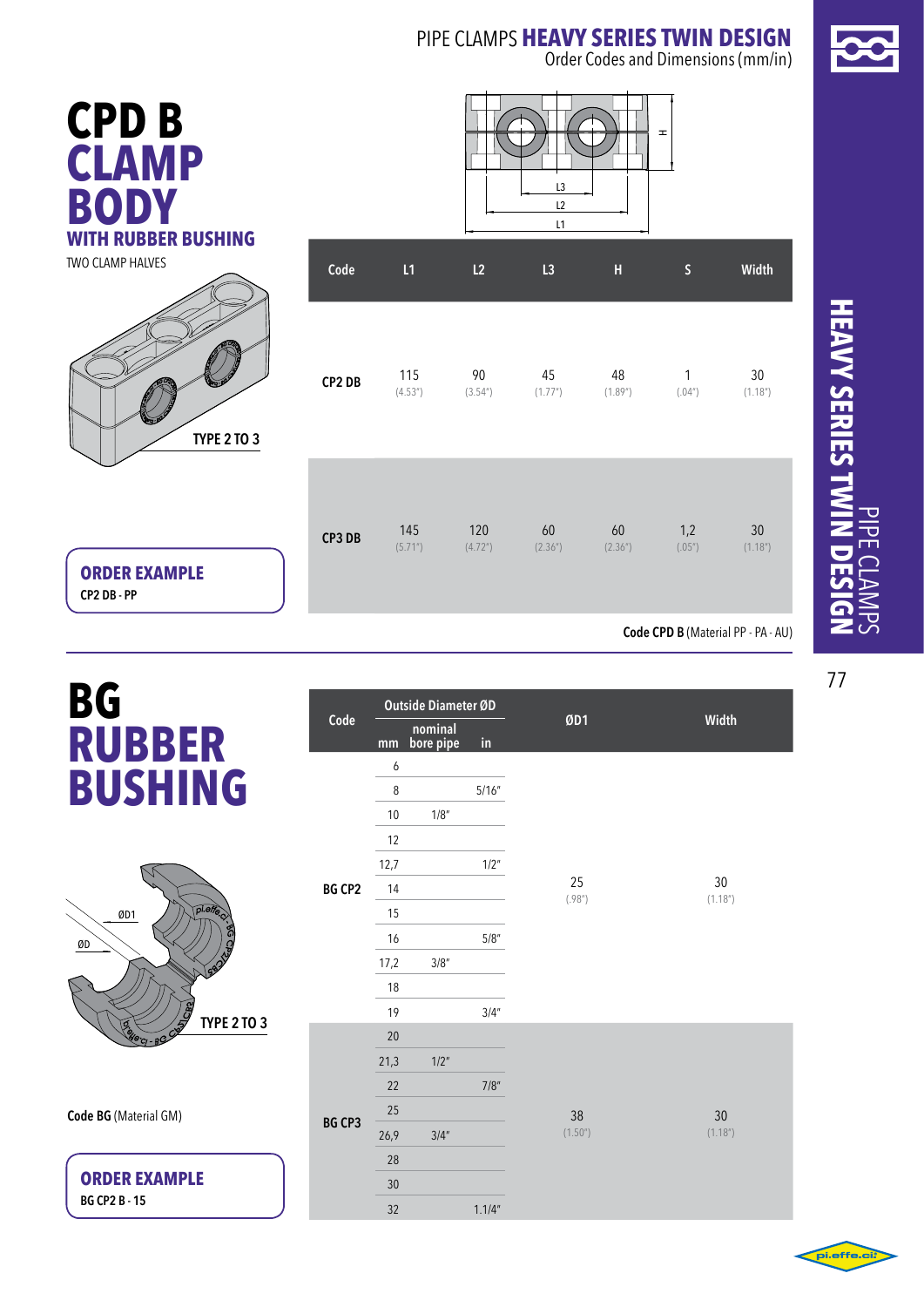# PIPE CLAMPS **HEAVY SERIES TWIN DESIGN**

Order Codes and Dimensions (mm/in)

# CPD B CLAMP BODY

## WITH RUBBER BUSHING

TWO CLAMP HALVES

TYPE 2 TO 3

| Code | L1 | L2 | L3 | H | S | Width |
|---|---|---|---|---|---|---|
| CP2 DB | 115 (4.53") | 90 (3.54") | 45 (1.77") | 48 (1.89") | 1 (.04") | 30 (1.18") |
| CP3 DB | 145 (5.71") | 120 (4.72") | 60 (2.36") | 60 (2.36") | 1,2 (.05") | 30 (1.18") |

**Code CPD B** (Material PP - PA - AU)

**ORDER EXAMPLE**
**CP2 DB - PP**

# BG RUBBER BUSHING

ØD1
ØD

TYPE 2 TO 3

**Code BG** (Material GM)

**ORDER EXAMPLE**
**BG CP2 B - 15**

| Code | Outside Diameter ØD mm | nominal bore pipe | in | ØD1 | Width |
|---|---|---|---|---|---|
| BG CP2 | 6 | | | 25 (.98") | 30 (1.18") |
| | 8 | | 5/16" | | |
| | 10 | 1/8" | | | |
| | 12 | | | | |
| | 12,7 | | 1/2" | | |
| | 14 | | | | |
| | 15 | | | | |
| | 16 | | 5/8" | | |
| | 17,2 | 3/8" | | | |
| | 18 | | | | |
| | 19 | | 3/4" | | |
| BG CP3 | 20 | | | 38 (1.50") | 30 (1.18") |
| | 21,3 | 1/2" | | | |
| | 22 | | 7/8" | | |
| | 25 | | | | |
| | 26,9 | 3/4" | | | |
| | 28 | | | | |
| | 30 | | | | |
| | 32 | | 1.1/4" | | |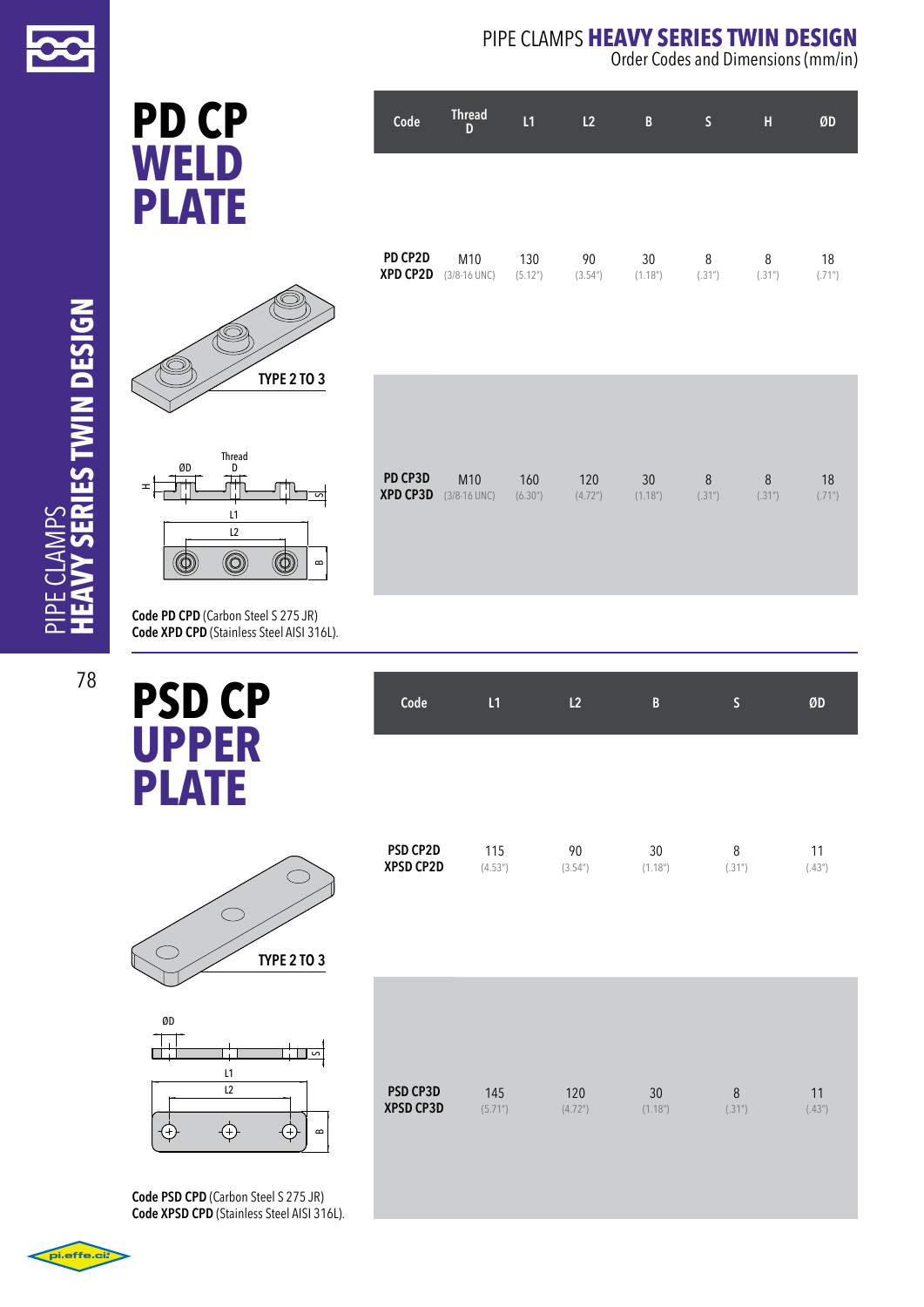# PD CP WELD PLATE

| Code | Thread D | L1 | L2 | B | S | H | ØD |
|---|---|---|---|---|---|---|---|
| PD CP2D<br>XPD CP2D | M10<br>(3/8-16 UNC) | 130<br>(5.12") | 90<br>(3.54") | 30<br>(1.18") | 8<br>(.31") | 8<br>(.31") | 18<br>(.71") |
| PD CP3D<br>XPD CP3D | M10<br>(3/8-16 UNC) | 160<br>(6.30") | 120<br>(4.72") | 30<br>(1.18") | 8<br>(.31") | 8<br>(.31") | 18<br>(.71") |

TYPE 2 TO 3

**Code PD CPD** (Carbon Steel S 275 JR)
**Code XPD CPD** (Stainless Steel AISI 316L).

# PSD CP UPPER PLATE

| Code | L1 | L2 | B | S | ØD |
|---|---|---|---|---|---|
| PSD CP2D<br>XPSD CP2D | 115<br>(4.53") | 90<br>(3.54") | 30<br>(1.18") | 8<br>(.31") | 11<br>(.43") |
| PSD CP3D<br>XPSD CP3D | 145<br>(5.71") | 120<br>(4.72") | 30<br>(1.18") | 8<br>(.31") | 11<br>(.43") |

TYPE 2 TO 3

**Code PSD CPD** (Carbon Steel S 275 JR)
**Code XPSD CPD** (Stainless Steel AISI 316L).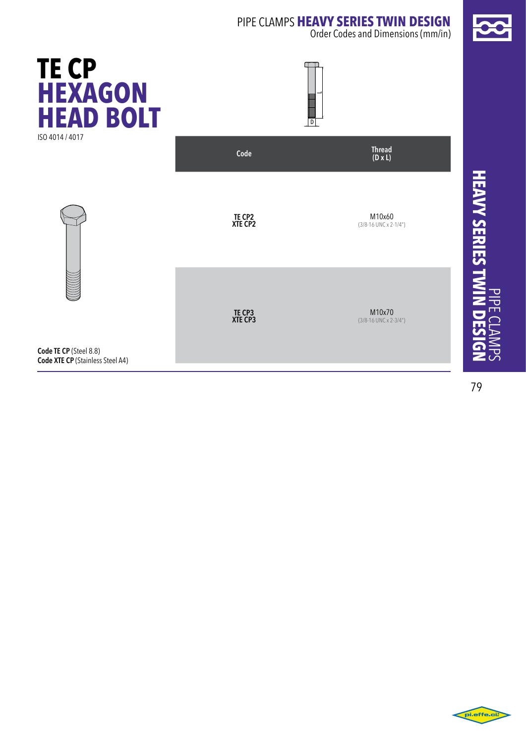# TE CP HEXAGON HEAD BOLT

ISO 4014 / 4017

| Code | Thread (D x L) |
| --- | --- |
| **TE CP2** **XTE CP2** | M10x60 (3/8-16 UNC x 2-1/4") |
| **TE CP3** **XTE CP3** | M10x70 (3/8-16 UNC x 2-3/4") |

**Code TE CP** (Steel 8.8)
**Code XTE CP** (Stainless Steel A4)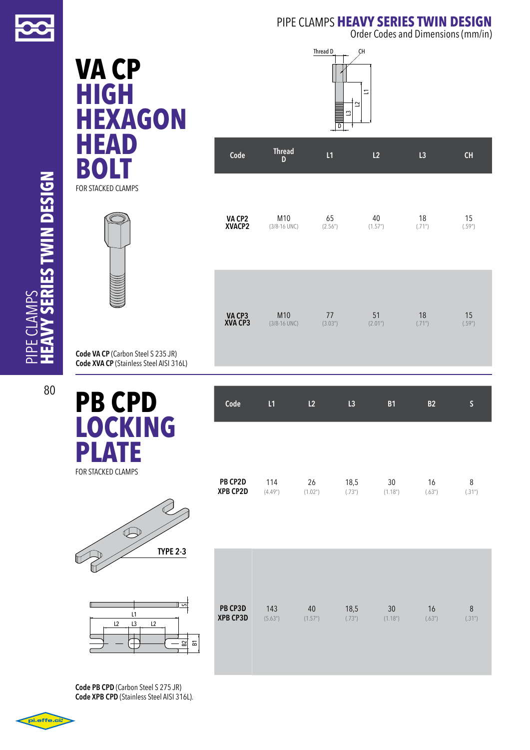# VA CP HIGH HEXAGON HEAD BOLT

FOR STACKED CLAMPS

| Code | Thread D | L1 | L2 | L3 | CH |
|---|---|---|---|---|---|
| VA CP2<br>XVACP2 | M10<br>(3/8-16 UNC) | 65<br>(2.56") | 40<br>(1.57") | 18<br>(.71") | 15<br>(.59") |
| VA CP3<br>XVA CP3 | M10<br>(3/8-16 UNC) | 77<br>(3.03") | 51<br>(2.01") | 18<br>(.71") | 15<br>(.59") |

**Code VA CP** (Carbon Steel S 235 JR)
**Code XVA CP** (Stainless Steel AISI 316L)

# PB CPD LOCKING PLATE

FOR STACKED CLAMPS

TYPE 2-3

| Code | L1 | L2 | L3 | B1 | B2 | S |
|---|---|---|---|---|---|---|
| PB CP2D<br>XPB CP2D | 114<br>(4.49") | 26<br>(1.02") | 18,5<br>(.73") | 30<br>(1.18") | 16<br>(.63") | 8<br>(.31") |
| PB CP3D<br>XPB CP3D | 143<br>(5.63") | 40<br>(1.57") | 18,5<br>(.73") | 30<br>(1.18") | 16<br>(.63") | 8<br>(.31") |

**Code PB CPD** (Carbon Steel S 275 JR)
**Code XPB CPD** (Stainless Steel AISI 316L).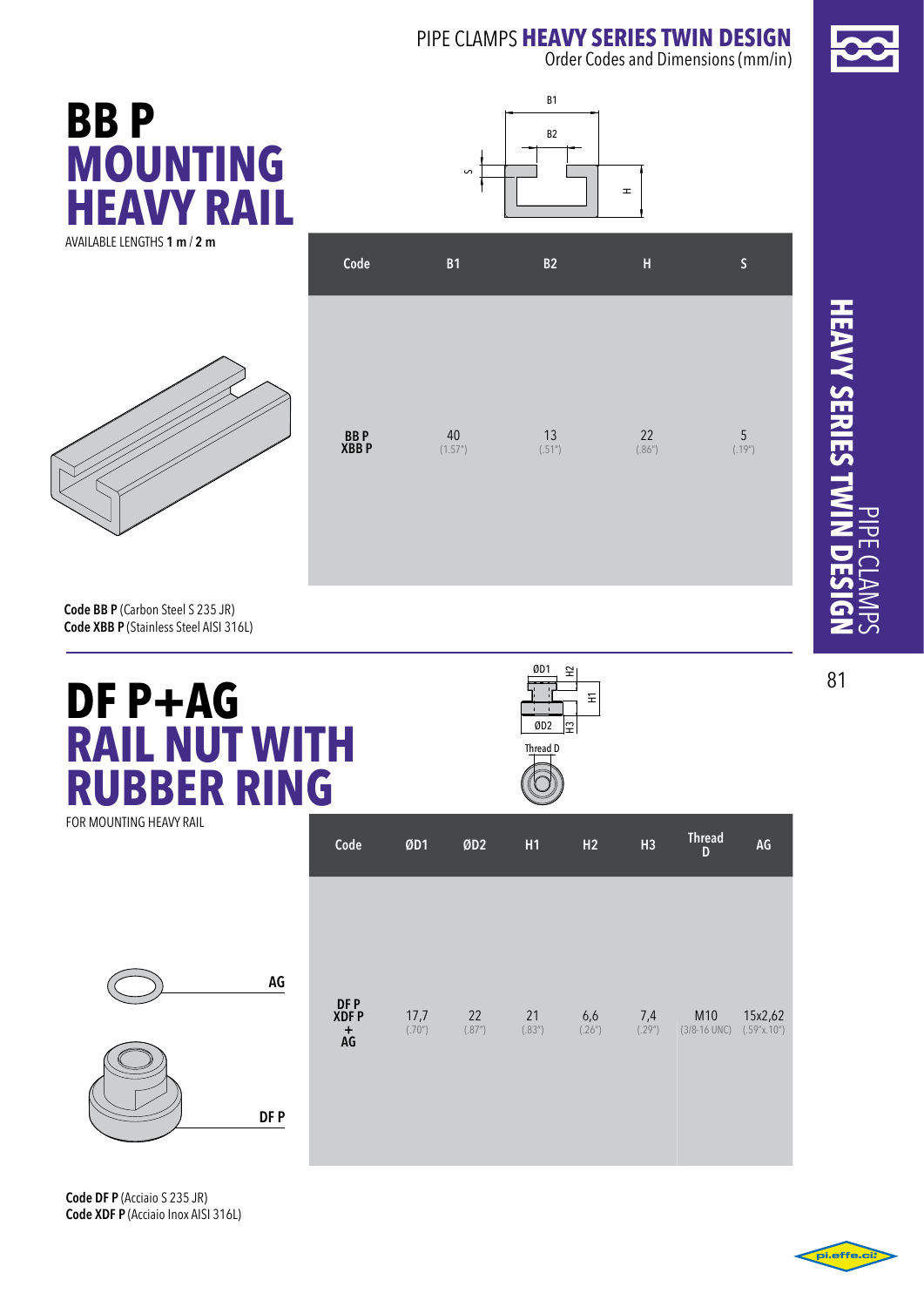# BB P MOUNTING HEAVY RAIL

AVAILABLE LENGTHS **1 m** / **2 m**

| Code | B1 | B2 | H | S |
|---|---|---|---|---|
| **BB P**<br>**XBB P** | 40<br>(1.57") | 13<br>(.51") | 22<br>(.86") | 5<br>(.19") |

**Code BB P** (Carbon Steel S 235 JR)
**Code XBB P** (Stainless Steel AISI 316L)

# DF P+AG RAIL NUT WITH RUBBER RING

FOR MOUNTING HEAVY RAIL

| Code | ØD1 | ØD2 | H1 | H2 | H3 | Thread D | AG |
|---|---|---|---|---|---|---|---|
| **DF P**<br>**XDF P**<br>**+**<br>**AG** | 17,7<br>(.70") | 22<br>(.87") | 21<br>(.83") | 6,6<br>(.26") | 7,4<br>(.29") | M10<br>(3/8-16 UNC) | 15x2,62<br>(.59"x.10") |

**Code DF P** (Acciaio S 235 JR)
**Code XDF P** (Acciaio Inox AISI 316L)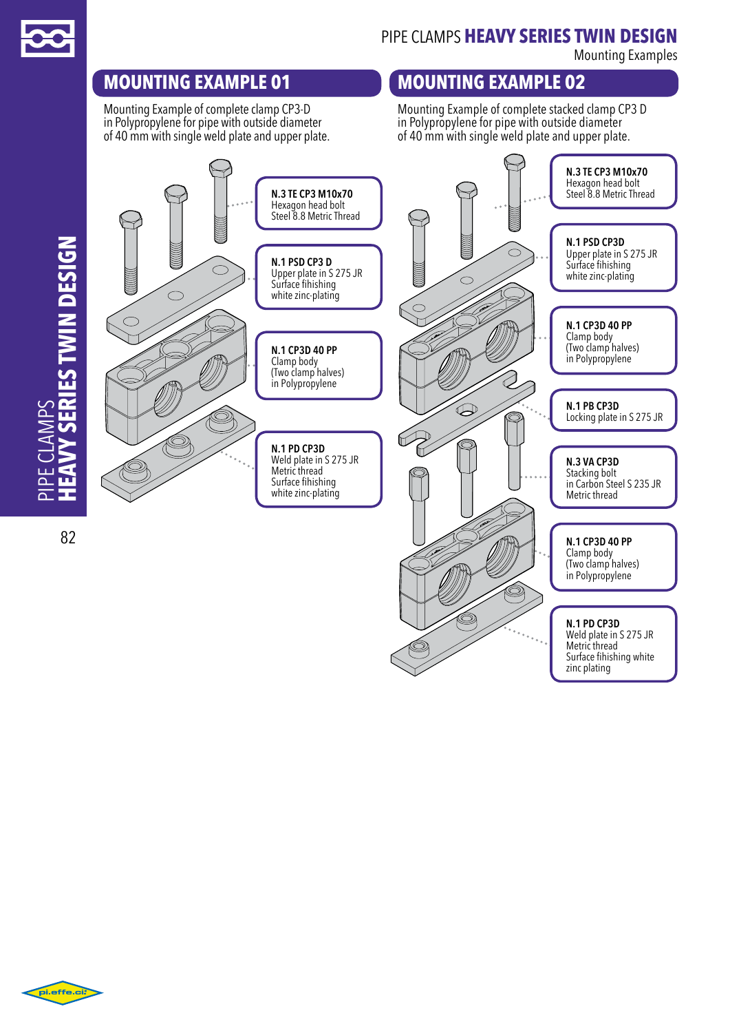## MOUNTING EXAMPLE 01

Mounting Example of complete clamp CP3-D in Polypropylene for pipe with outside diameter of 40 mm with single weld plate and upper plate.

**N.3 TE CP3 M10x70**
Hexagon head bolt
Steel 8.8 Metric Thread

**N.1 PSD CP3 D**
Upper plate in S 275 JR
Surface fihishing
white zinc-plating

**N.1 CP3D 40 PP**
Clamp body
(Two clamp halves)
in Polypropylene

**N.1 PD CP3D**
Weld plate in S 275 JR
Metric thread
Surface fihishing
white zinc-plating

## MOUNTING EXAMPLE 02

Mounting Example of complete stacked clamp CP3 D in Polypropylene for pipe with outside diameter of 40 mm with single weld plate and upper plate.

**N.3 TE CP3 M10x70**
Hexagon head bolt
Steel 8.8 Metric Thread

**N.1 PSD CP3D**
Upper plate in S 275 JR
Surface fihishing
white zinc-plating

**N.1 CP3D 40 PP**
Clamp body
(Two clamp halves)
in Polypropylene

**N.1 PB CP3D**
Locking plate in S 275 JR

**N.3 VA CP3D**
Stacking bolt
in Carbon Steel S 235 JR
Metric thread

**N.1 CP3D 40 PP**
Clamp body
(Two clamp halves)
in Polypropylene

**N.1 PD CP3D**
Weld plate in S 275 JR
Metric thread
Surface fihishing white
zinc plating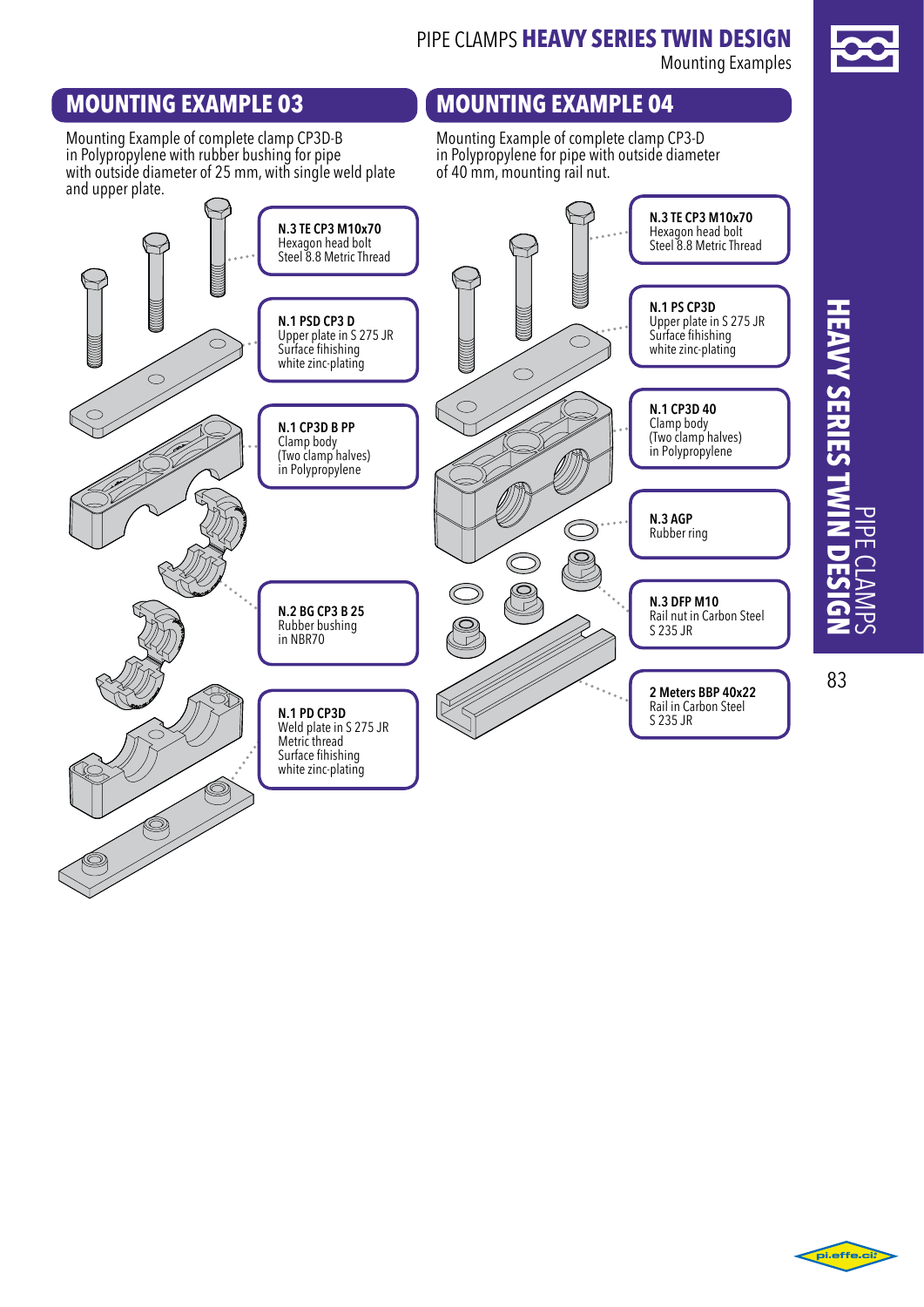# PIPE CLAMPS **HEAVY SERIES TWIN DESIGN**

Mounting Examples

## MOUNTING EXAMPLE 03

Mounting Example of complete clamp CP3D-B in Polypropylene with rubber bushing for pipe with outside diameter of 25 mm, with single weld plate and upper plate.

**N.3 TE CP3 M10x70**
Hexagon head bolt
Steel 8.8 Metric Thread

**N.1 PSD CP3 D**
Upper plate in S 275 JR
Surface fihishing
white zinc-plating

**N.1 CP3D B PP**
Clamp body
(Two clamp halves)
in Polypropylene

**N.2 BG CP3 B 25**
Rubber bushing
in NBR70

**N.1 PD CP3D**
Weld plate in S 275 JR
Metric thread
Surface fihishing
white zinc-plating

## MOUNTING EXAMPLE 04

Mounting Example of complete clamp CP3-D in Polypropylene for pipe with outside diameter of 40 mm, mounting rail nut.

**N.3 TE CP3 M10x70**
Hexagon head bolt
Steel 8.8 Metric Thread

**N.1 PS CP3D**
Upper plate in S 275 JR
Surface fihishing
white zinc-plating

**N.1 CP3D 40**
Clamp body
(Two clamp halves)
in Polypropylene

**N.3 AGP**
Rubber ring

**N.3 DFP M10**
Rail nut in Carbon Steel
S 235 JR

**2 Meters BBP 40x22**
Rail in Carbon Steel
S 235 JR